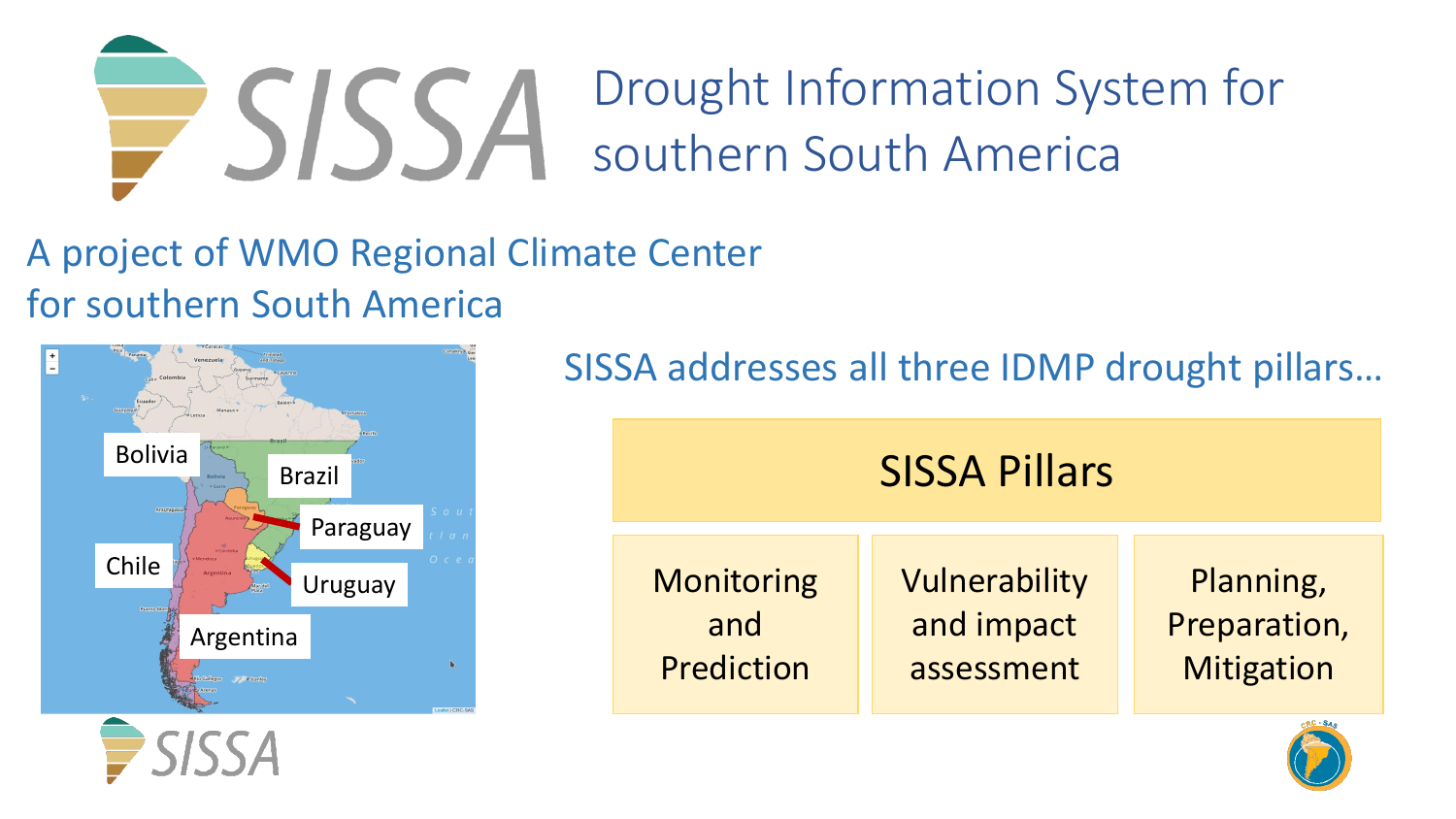# SISSA Drought Information System for southern South America

## A project of WMO Regional Climate Center for southern South America

Bolivia

Brazil

Paraguay

Chile

Uruguay

Argentina

SISSA addresses all three IDMP drought pillars…

| SISSA Pillars | | |
|---|---|---|
| Monitoring and Prediction | Vulnerability and impact assessment | Planning, Preparation, Mitigation |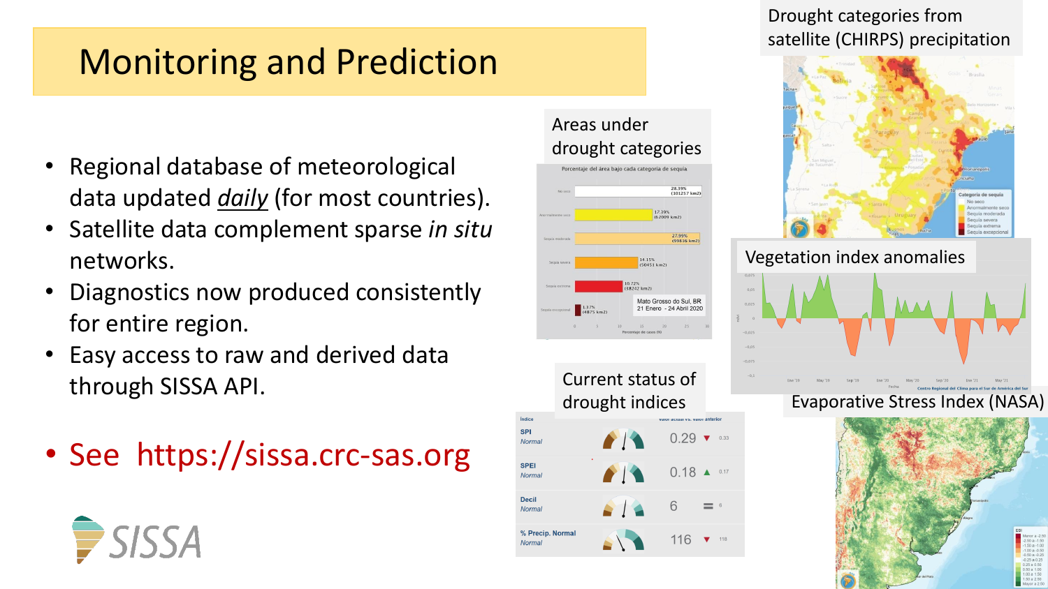# Monitoring and Prediction

- Regional database of meteorological data updated *daily* (for most countries).
- Satellite data complement sparse *in situ* networks.
- Diagnostics now produced consistently for entire region.
- Easy access to raw and derived data through SISSA API.

- See https://sissa.crc-sas.org

SISSA

Areas under drought categories

Drought categories from satellite (CHIRPS) precipitation

Vegetation index anomalies

Current status of drought indices

Evaporative Stress Index (NASA)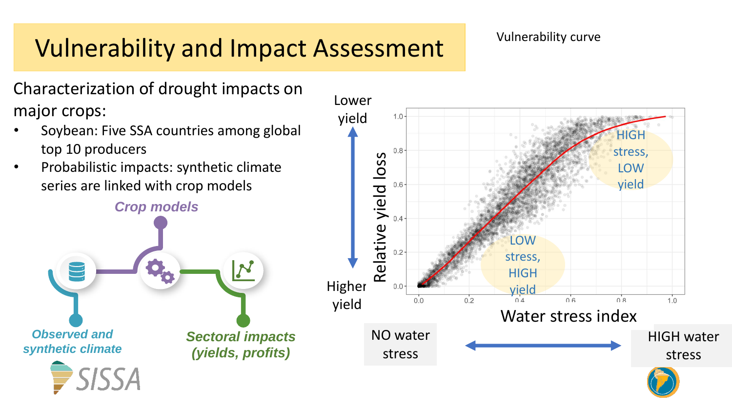# Vulnerability and Impact Assessment

Characterization of drought impacts on major crops:

- Soybean: Five SSA countries among global top 10 producers
- Probabilistic impacts: synthetic climate series are linked with crop models

*Crop models*

*Observed and synthetic climate*

*Sectoral impacts (yields, profits)*

SISSA

Vulnerability curve

Lower yield

Higher yield

Relative yield loss

Water stress index

HIGH stress, LOW yield

LOW stress, HIGH yield

NO water stress

HIGH water stress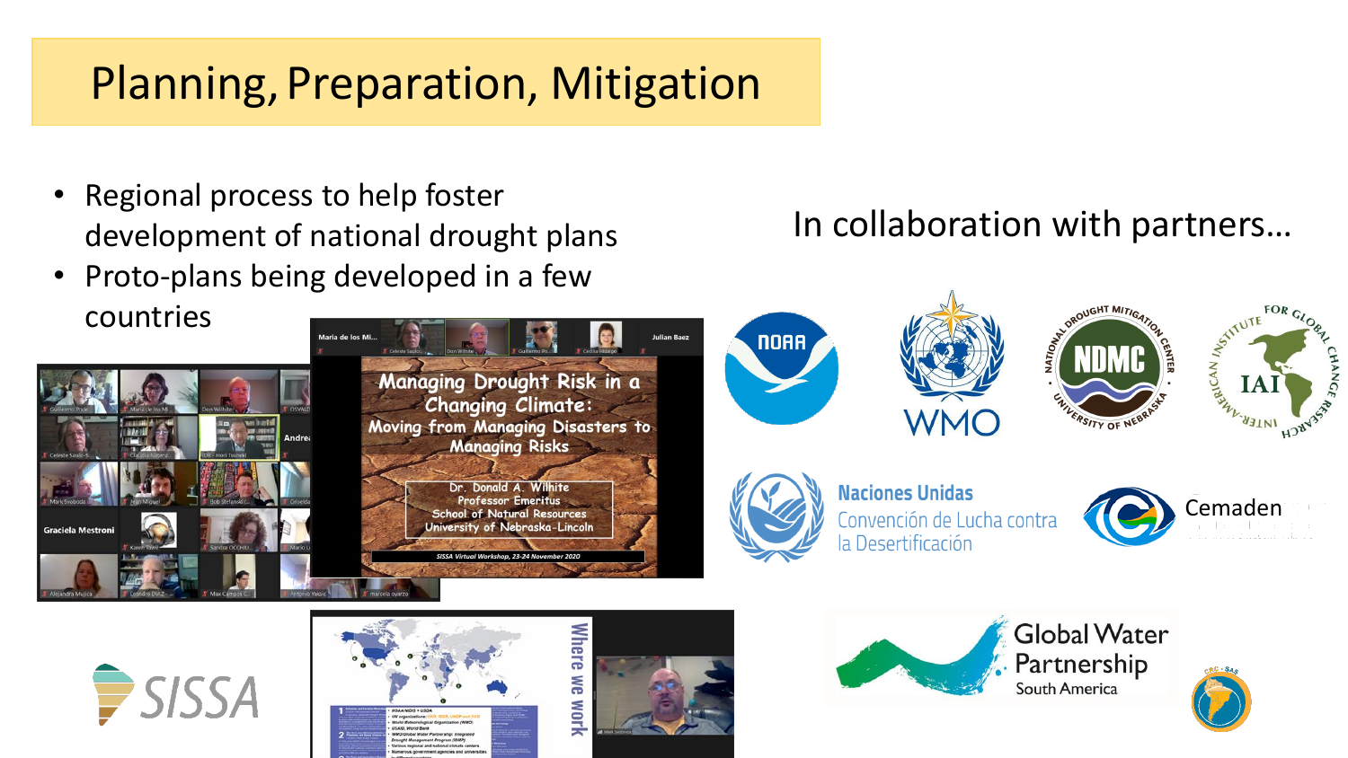# Planning, Preparation, Mitigation

- Regional process to help foster development of national drought plans
- Proto-plans being developed in a few countries

In collaboration with partners…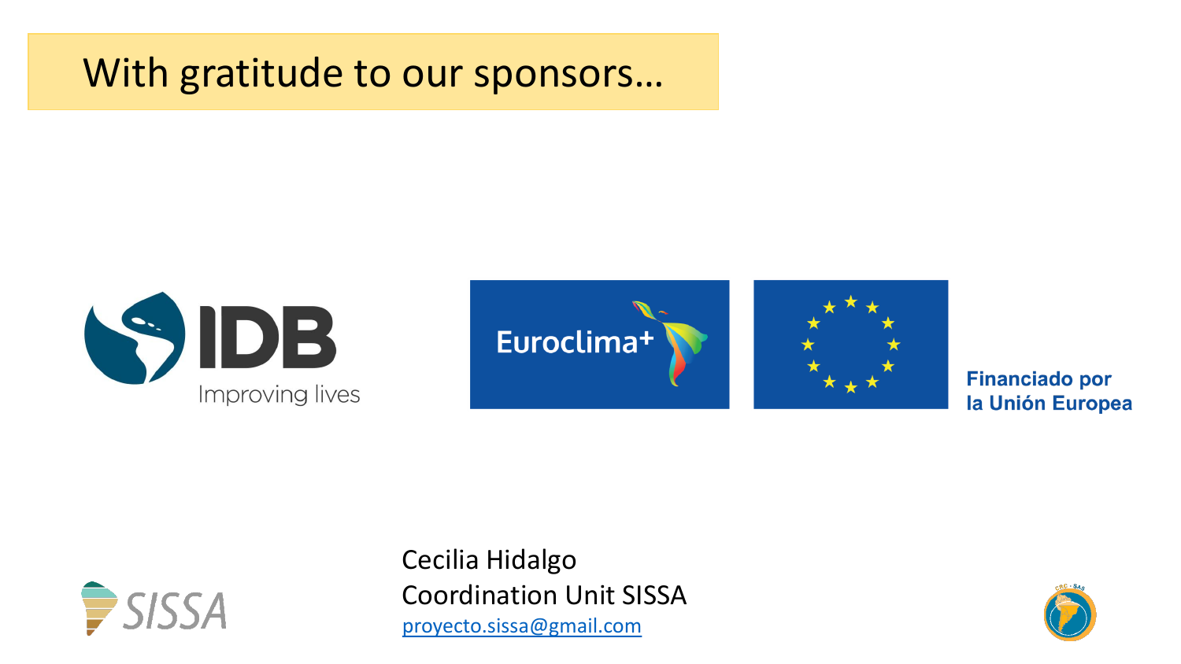# With gratitude to our sponsors…

IDB
Improving lives

Euroclima+

Financiado por
la Unión Europea

SISSA

Cecilia Hidalgo
Coordination Unit SISSA
proyecto.sissa@gmail.com

CRC - SAS